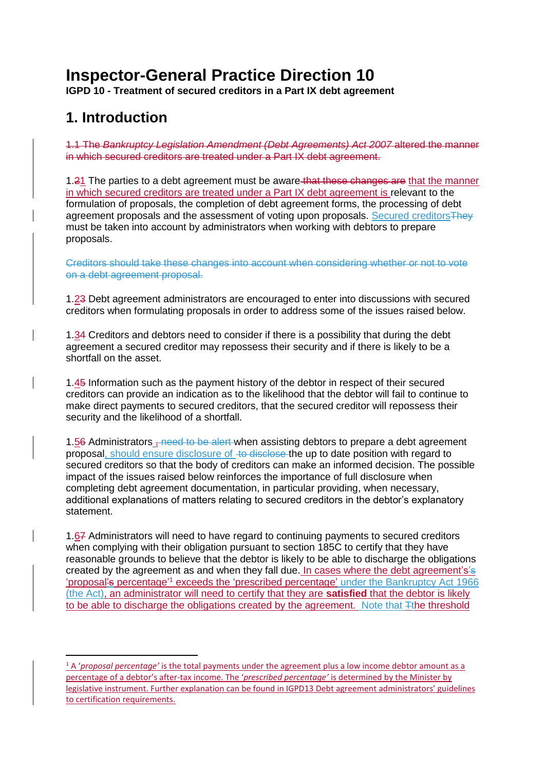# Inspector-General Practice Direction 10

**IGPD 10 - Treatment of secured creditors in a Part IX debt agreement**

## 1. Introduction

~~1.1 The *Bankruptcy Legislation Amendment (Debt Agreements) Act 2007* altered the manner in which secured creditors are treated under a Part IX debt agreement.~~

1.~~2~~1 The parties to a debt agreement must be aware ~~that these changes are~~ that the manner in which secured creditors are treated under a Part IX debt agreement is relevant to the formulation of proposals, the completion of debt agreement forms, the processing of debt agreement proposals and the assessment of voting upon proposals. Secured creditors~~They~~ must be taken into account by administrators when working with debtors to prepare proposals.

~~Creditors should take these changes into account when considering whether or not to vote on a debt agreement proposal.~~

1.2~~3~~ Debt agreement administrators are encouraged to enter into discussions with secured creditors when formulating proposals in order to address some of the issues raised below.

1.3~~4~~ Creditors and debtors need to consider if there is a possibility that during the debt agreement a secured creditor may repossess their security and if there is likely to be a shortfall on the asset.

1.4~~5~~ Information such as the payment history of the debtor in respect of their secured creditors can provide an indication as to the likelihood that the debtor will fail to continue to make direct payments to secured creditors, that the secured creditor will repossess their security and the likelihood of a shortfall.

1.5~~6~~ Administrators~~, need to be alert~~ when assisting debtors to prepare a debt agreement proposal, should ensure disclosure of ~~to disclose~~ the up to date position with regard to secured creditors so that the body of creditors can make an informed decision. The possible impact of the issues raised below reinforces the importance of full disclosure when completing debt agreement documentation, in particular providing, when necessary, additional explanations of matters relating to secured creditors in the debtor's explanatory statement.

1.6~~7~~ Administrators will need to have regard to continuing payments to secured creditors when complying with their obligation pursuant to section 185C to certify that they have reasonable grounds to believe that the debtor is likely to be able to discharge the obligations created by the agreement as and when they fall due. In cases where the debt agreement's~~'s~~ 'proposal~~'s~~ percentage'[1] exceeds the 'prescribed percentage' under the Bankruptcy Act 1966 (the Act), an administrator will need to certify that they are **satisfied** that the debtor is likely to be able to discharge the obligations created by the agreement. Note that ~~T~~the threshold

---

[1] A '*proposal percentage'* is the total payments under the agreement plus a low income debtor amount as a percentage of a debtor's after-tax income. The '*prescribed percentage'* is determined by the Minister by legislative instrument. Further explanation can be found in IGPD13 Debt agreement administrators' guidelines to certification requirements.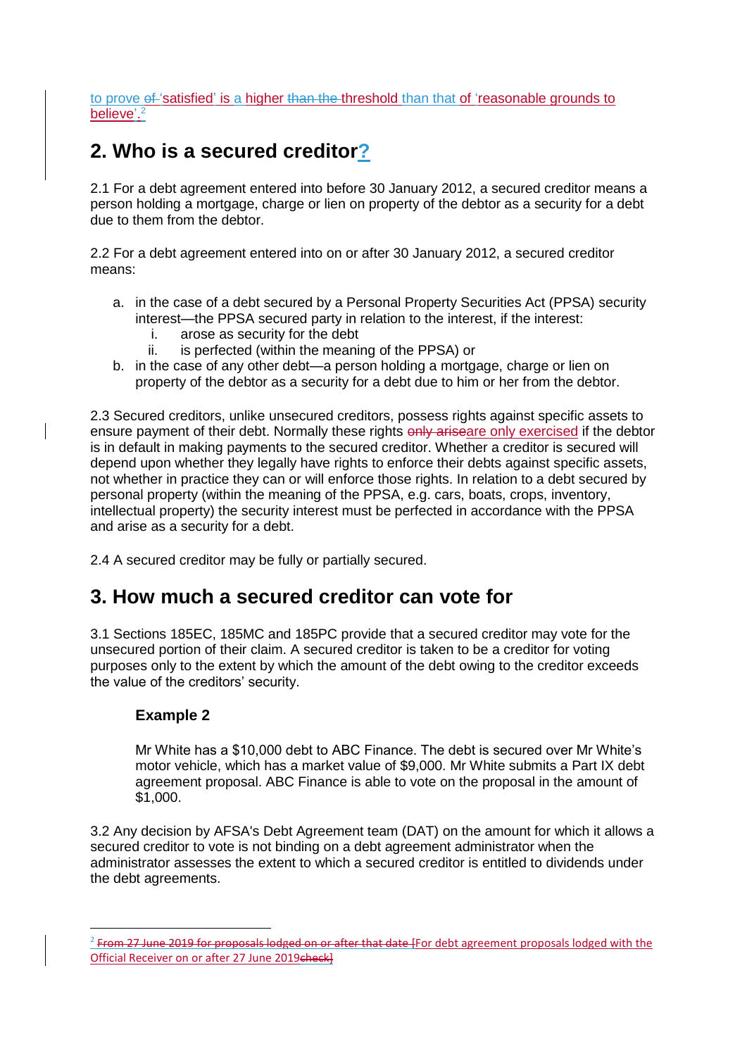to prove ~~of~~ 'satisfied' is a higher ~~than the~~ threshold than that of 'reasonable grounds to believe'.[2]

## 2. Who is a secured creditor?

2.1 For a debt agreement entered into before 30 January 2012, a secured creditor means a person holding a mortgage, charge or lien on property of the debtor as a security for a debt due to them from the debtor.

2.2 For a debt agreement entered into on or after 30 January 2012, a secured creditor means:

a. in the case of a debt secured by a Personal Property Securities Act (PPSA) security interest—the PPSA secured party in relation to the interest, if the interest:
   i. arose as security for the debt
   ii. is perfected (within the meaning of the PPSA) or
b. in the case of any other debt—a person holding a mortgage, charge or lien on property of the debtor as a security for a debt due to him or her from the debtor.

2.3 Secured creditors, unlike unsecured creditors, possess rights against specific assets to ensure payment of their debt. Normally these rights ~~only arise~~are only exercised if the debtor is in default in making payments to the secured creditor. Whether a creditor is secured will depend upon whether they legally have rights to enforce their debts against specific assets, not whether in practice they can or will enforce those rights. In relation to a debt secured by personal property (within the meaning of the PPSA, e.g. cars, boats, crops, inventory, intellectual property) the security interest must be perfected in accordance with the PPSA and arise as a security for a debt.

2.4 A secured creditor may be fully or partially secured.

## 3. How much a secured creditor can vote for

3.1 Sections 185EC, 185MC and 185PC provide that a secured creditor may vote for the unsecured portion of their claim. A secured creditor is taken to be a creditor for voting purposes only to the extent by which the amount of the debt owing to the creditor exceeds the value of the creditors' security.

### Example 2

Mr White has a $10,000 debt to ABC Finance. The debt is secured over Mr White's motor vehicle, which has a market value of $9,000. Mr White submits a Part IX debt agreement proposal. ABC Finance is able to vote on the proposal in the amount of $1,000.

3.2 Any decision by AFSA's Debt Agreement team (DAT) on the amount for which it allows a secured creditor to vote is not binding on a debt agreement administrator when the administrator assesses the extent to which a secured creditor is entitled to dividends under the debt agreements.

---

[2] ~~From 27 June 2019 for proposals lodged on or after that date~~ [For debt agreement proposals lodged with the Official Receiver on or after 27 June 2019~~check~~]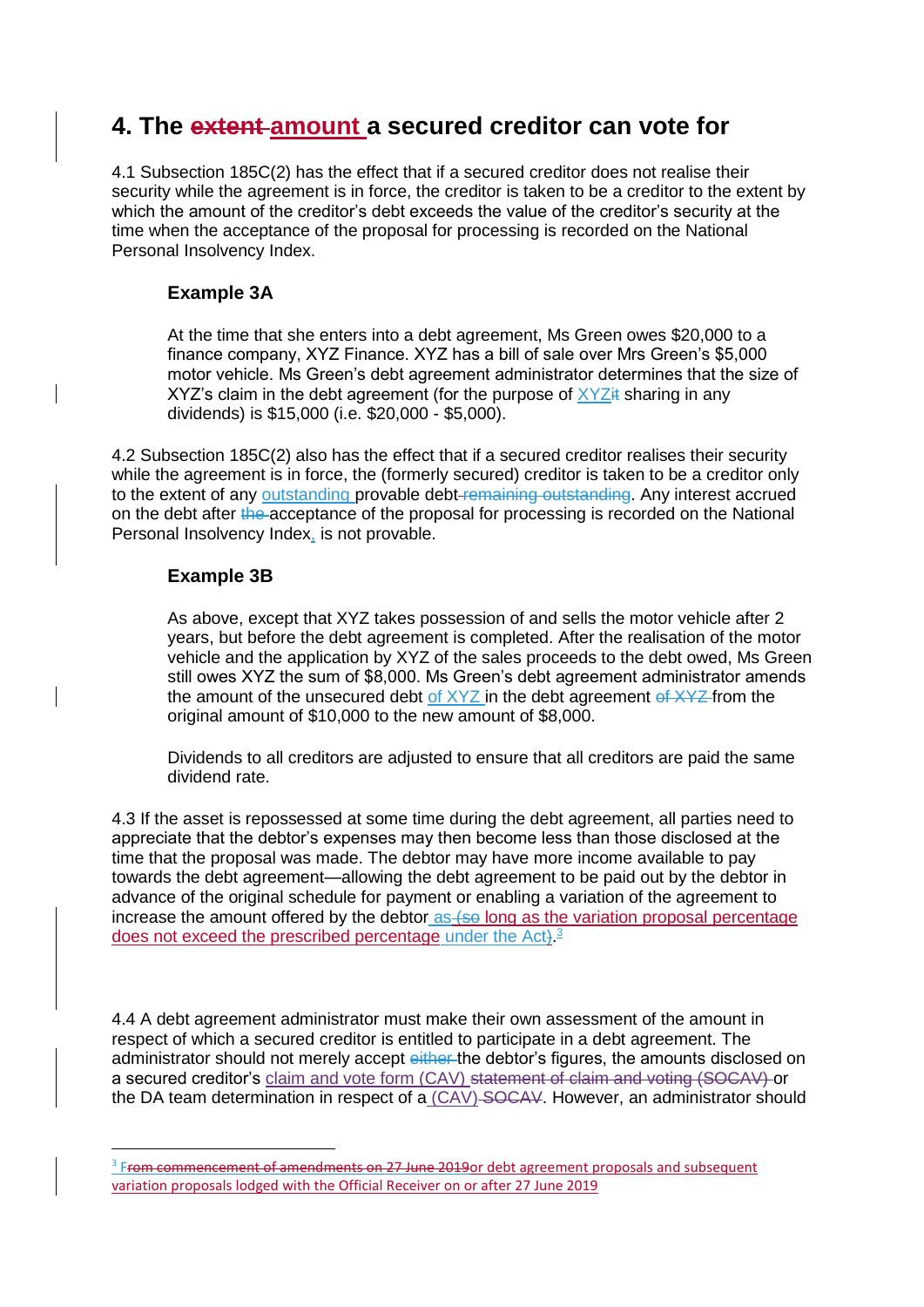# 4. The ~~extent~~ amount a secured creditor can vote for

4.1 Subsection 185C(2) has the effect that if a secured creditor does not realise their security while the agreement is in force, the creditor is taken to be a creditor to the extent by which the amount of the creditor's debt exceeds the value of the creditor's security at the time when the acceptance of the proposal for processing is recorded on the National Personal Insolvency Index.

> **Example 3A**
>
> At the time that she enters into a debt agreement, Ms Green owes $20,000 to a finance company, XYZ Finance. XYZ has a bill of sale over Mrs Green's $5,000 motor vehicle. Ms Green's debt agreement administrator determines that the size of XYZ's claim in the debt agreement (for the purpose of XYZ~~it~~ sharing in any dividends) is $15,000 (i.e. $20,000 - $5,000).

4.2 Subsection 185C(2) also has the effect that if a secured creditor realises their security while the agreement is in force, the (formerly secured) creditor is taken to be a creditor only to the extent of any outstanding provable debt ~~remaining outstanding~~. Any interest accrued on the debt after ~~the~~ acceptance of the proposal for processing is recorded on the National Personal Insolvency Index, is not provable.

> **Example 3B**
>
> As above, except that XYZ takes possession of and sells the motor vehicle after 2 years, but before the debt agreement is completed. After the realisation of the motor vehicle and the application by XYZ of the sales proceeds to the debt owed, Ms Green still owes XYZ the sum of $8,000. Ms Green's debt agreement administrator amends the amount of the unsecured debt of XYZ in the debt agreement ~~of XYZ~~ from the original amount of $10,000 to the new amount of $8,000.
>
> Dividends to all creditors are adjusted to ensure that all creditors are paid the same dividend rate.

4.3 If the asset is repossessed at some time during the debt agreement, all parties need to appreciate that the debtor's expenses may then become less than those disclosed at the time that the proposal was made. The debtor may have more income available to pay towards the debt agreement—allowing the debt agreement to be paid out by the debtor in advance of the original schedule for payment or enabling a variation of the agreement to increase the amount offered by the debtor as ~~(so~~ long as the variation proposal percentage does not exceed the prescribed percentage under the Act~~)~~.[3]

4.4 A debt agreement administrator must make their own assessment of the amount in respect of which a secured creditor is entitled to participate in a debt agreement. The administrator should not merely accept ~~either~~ the debtor's figures, the amounts disclosed on a secured creditor's claim and vote form (CAV) ~~statement of claim and voting (SOCAV)~~ or the DA team determination in respect of a (CAV) ~~SOCAV~~. However, an administrator should

---

[3] F~~rom commencement of amendments on 27 June 2019~~or debt agreement proposals and subsequent variation proposals lodged with the Official Receiver on or after 27 June 2019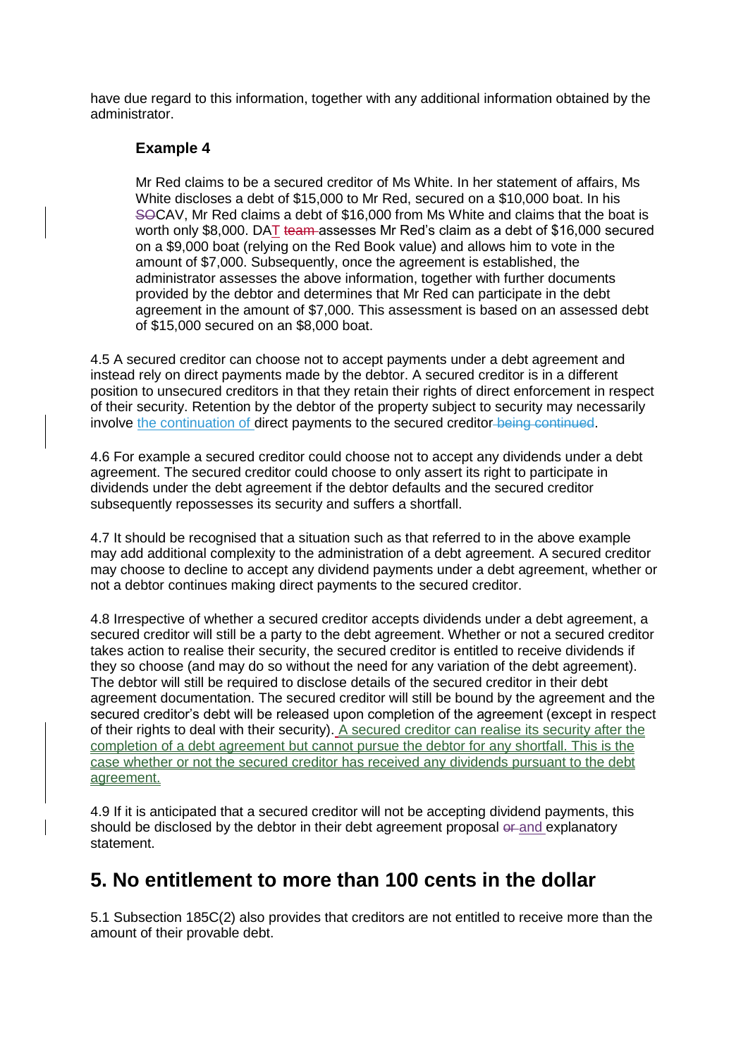have due regard to this information, together with any additional information obtained by the administrator.

### Example 4

Mr Red claims to be a secured creditor of Ms White. In her statement of affairs, Ms White discloses a debt of $15,000 to Mr Red, secured on a $10,000 boat. In his ~~SO~~CAV, Mr Red claims a debt of $16,000 from Ms White and claims that the boat is worth only $8,000. DAT ~~team~~ assesses Mr Red's claim as a debt of $16,000 secured on a $9,000 boat (relying on the Red Book value) and allows him to vote in the amount of $7,000. Subsequently, once the agreement is established, the administrator assesses the above information, together with further documents provided by the debtor and determines that Mr Red can participate in the debt agreement in the amount of $7,000. This assessment is based on an assessed debt of $15,000 secured on an $8,000 boat.

4.5 A secured creditor can choose not to accept payments under a debt agreement and instead rely on direct payments made by the debtor. A secured creditor is in a different position to unsecured creditors in that they retain their rights of direct enforcement in respect of their security. Retention by the debtor of the property subject to security may necessarily involve the continuation of direct payments to the secured creditor ~~being continued~~.

4.6 For example a secured creditor could choose not to accept any dividends under a debt agreement. The secured creditor could choose to only assert its right to participate in dividends under the debt agreement if the debtor defaults and the secured creditor subsequently repossesses its security and suffers a shortfall.

4.7 It should be recognised that a situation such as that referred to in the above example may add additional complexity to the administration of a debt agreement. A secured creditor may choose to decline to accept any dividend payments under a debt agreement, whether or not a debtor continues making direct payments to the secured creditor.

4.8 Irrespective of whether a secured creditor accepts dividends under a debt agreement, a secured creditor will still be a party to the debt agreement. Whether or not a secured creditor takes action to realise their security, the secured creditor is entitled to receive dividends if they so choose (and may do so without the need for any variation of the debt agreement). The debtor will still be required to disclose details of the secured creditor in their debt agreement documentation. The secured creditor will still be bound by the agreement and the secured creditor's debt will be released upon completion of the agreement (except in respect of their rights to deal with their security). A secured creditor can realise its security after the completion of a debt agreement but cannot pursue the debtor for any shortfall. This is the case whether or not the secured creditor has received any dividends pursuant to the debt agreement.

4.9 If it is anticipated that a secured creditor will not be accepting dividend payments, this should be disclosed by the debtor in their debt agreement proposal ~~or~~ and explanatory statement.

## 5. No entitlement to more than 100 cents in the dollar

5.1 Subsection 185C(2) also provides that creditors are not entitled to receive more than the amount of their provable debt.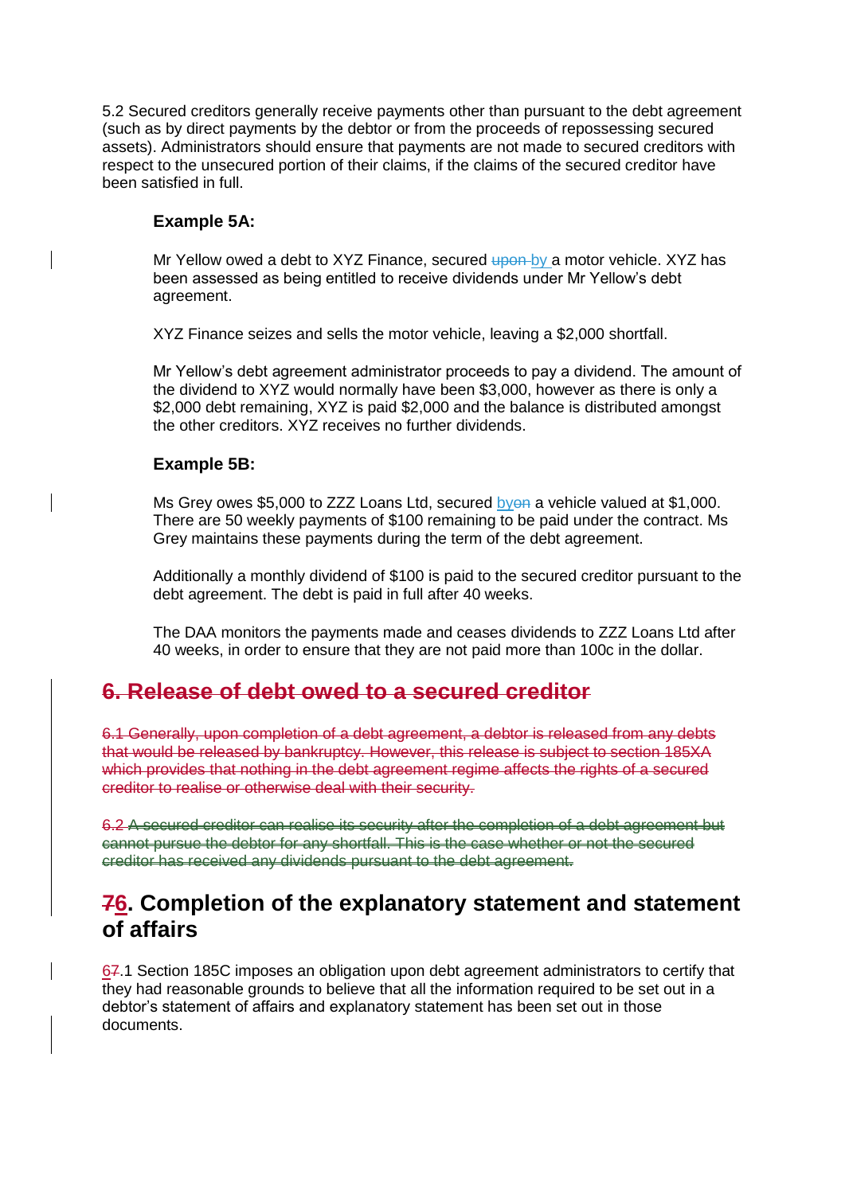5.2 Secured creditors generally receive payments other than pursuant to the debt agreement (such as by direct payments by the debtor or from the proceeds of repossessing secured assets). Administrators should ensure that payments are not made to secured creditors with respect to the unsecured portion of their claims, if the claims of the secured creditor have been satisfied in full.

**Example 5A:**

Mr Yellow owed a debt to XYZ Finance, secured ~~upon~~ by a motor vehicle. XYZ has been assessed as being entitled to receive dividends under Mr Yellow's debt agreement.

XYZ Finance seizes and sells the motor vehicle, leaving a $2,000 shortfall.

Mr Yellow's debt agreement administrator proceeds to pay a dividend. The amount of the dividend to XYZ would normally have been $3,000, however as there is only a $2,000 debt remaining, XYZ is paid $2,000 and the balance is distributed amongst the other creditors. XYZ receives no further dividends.

**Example 5B:**

Ms Grey owes $5,000 to ZZZ Loans Ltd, secured by~~on~~ a vehicle valued at $1,000. There are 50 weekly payments of $100 remaining to be paid under the contract. Ms Grey maintains these payments during the term of the debt agreement.

Additionally a monthly dividend of $100 is paid to the secured creditor pursuant to the debt agreement. The debt is paid in full after 40 weeks.

The DAA monitors the payments made and ceases dividends to ZZZ Loans Ltd after 40 weeks, in order to ensure that they are not paid more than 100c in the dollar.

## ~~6. Release of debt owed to a secured creditor~~

~~6.1 Generally, upon completion of a debt agreement, a debtor is released from any debts that would be released by bankruptcy. However, this release is subject to section 185XA which provides that nothing in the debt agreement regime affects the rights of a secured creditor to realise or otherwise deal with their security.~~

~~6.2 A secured creditor can realise its security after the completion of a debt agreement but cannot pursue the debtor for any shortfall. This is the case whether or not the secured creditor has received any dividends pursuant to the debt agreement.~~

## ~~7~~6. Completion of the explanatory statement and statement of affairs

6~~7~~.1 Section 185C imposes an obligation upon debt agreement administrators to certify that they had reasonable grounds to believe that all the information required to be set out in a debtor's statement of affairs and explanatory statement has been set out in those documents.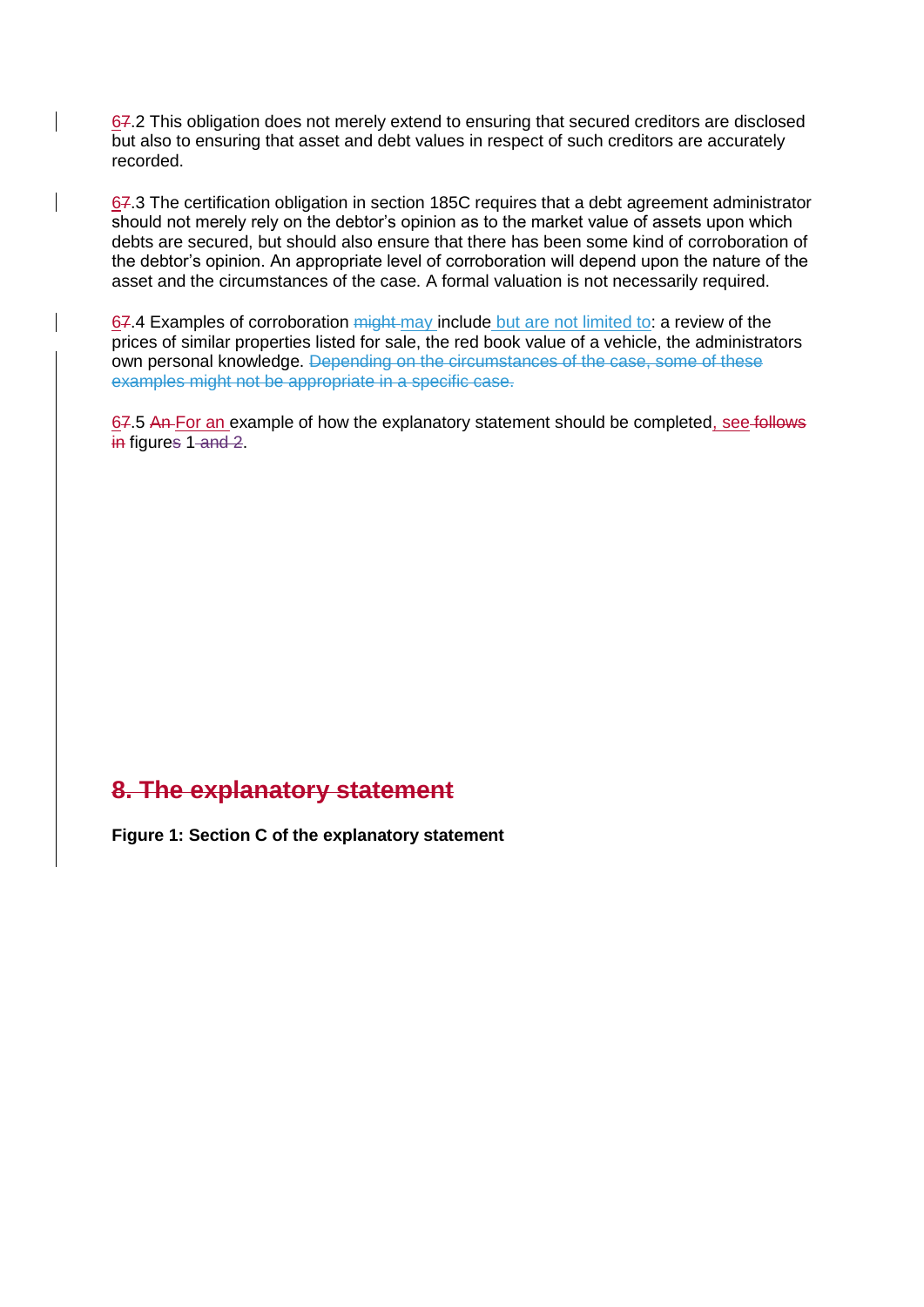6~~7~~.2 This obligation does not merely extend to ensuring that secured creditors are disclosed but also to ensuring that asset and debt values in respect of such creditors are accurately recorded.

6~~7~~.3 The certification obligation in section 185C requires that a debt agreement administrator should not merely rely on the debtor's opinion as to the market value of assets upon which debts are secured, but should also ensure that there has been some kind of corroboration of the debtor's opinion. An appropriate level of corroboration will depend upon the nature of the asset and the circumstances of the case. A formal valuation is not necessarily required.

6~~7~~.4 Examples of corroboration ~~might~~ may include but are not limited to: a review of the prices of similar properties listed for sale, the red book value of a vehicle, the administrators own personal knowledge. ~~Depending on the circumstances of the case, some of these examples might not be appropriate in a specific case.~~

6~~7~~.5 ~~An~~ For an example of how the explanatory statement should be completed, see ~~follows in~~ figure~~s~~ 1 ~~and 2~~.

## ~~8. The explanatory statement~~

**Figure 1: Section C of the explanatory statement**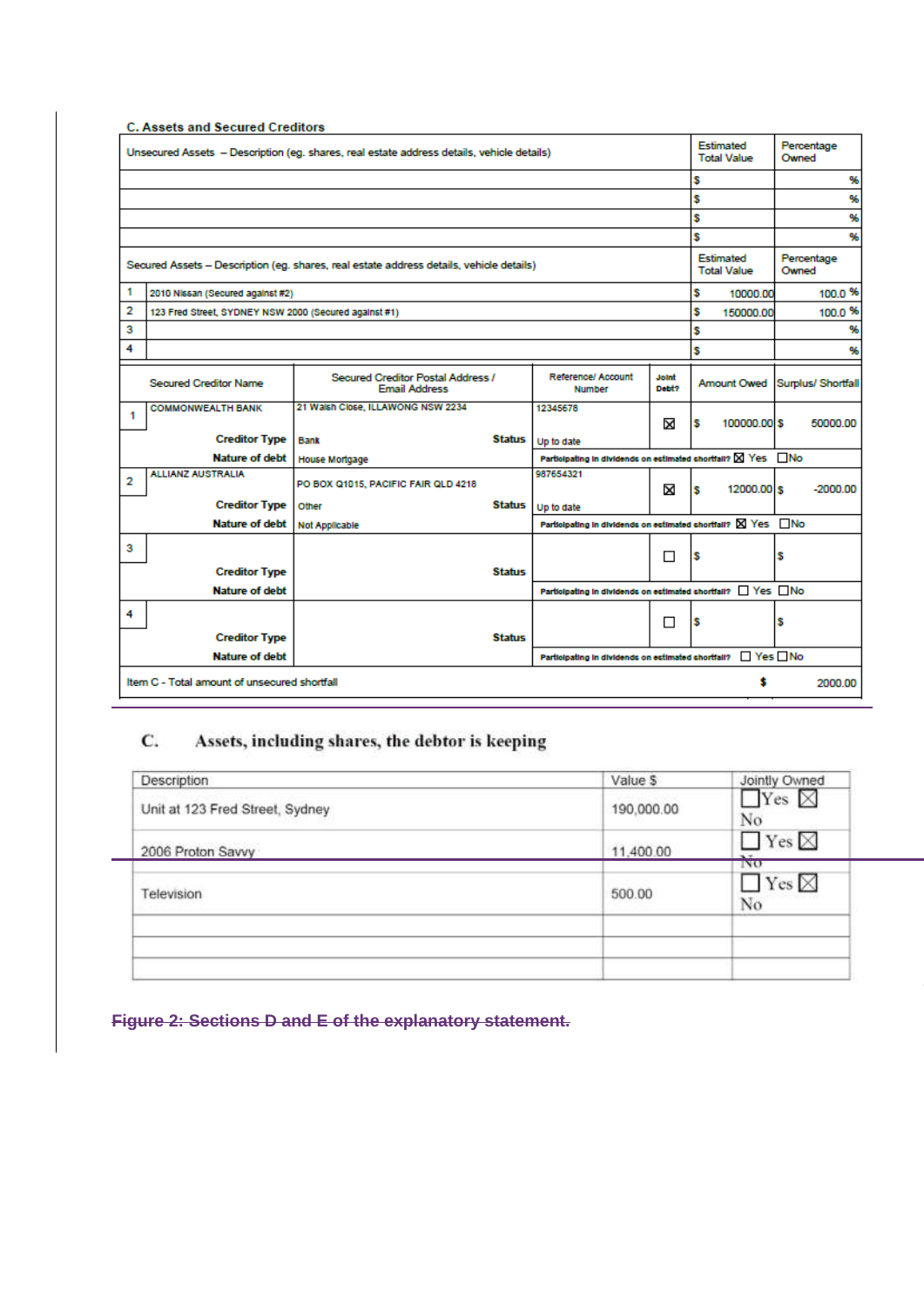**C. Assets and Secured Creditors**

| Unsecured Assets – Description (eg. shares, real estate address details, vehicle details) | Estimated Total Value | Percentage Owned |
|---|---|---|
| | $ | % |
| | $ | % |
| | $ | % |
| | $ | % |

| | Secured Assets – Description (eg. shares, real estate address details, vehicle details) | Estimated Total Value | Percentage Owned |
|---|---|---|---|
| 1 | 2010 Nissan (Secured against #2) | $ 10000.00 | 100.0 % |
| 2 | 123 Fred Street, SYDNEY NSW 2000 (Secured against #1) | $ 150000.00 | 100.0 % |
| 3 | | $ | % |
| 4 | | $ | % |

| | Secured Creditor Name | Secured Creditor Postal Address / Email Address | Reference/ Account Number | Joint Debt? | Amount Owed | Surplus/ Shortfall |
|---|---|---|---|---|---|---|
| 1 | COMMONWEALTH BANK | 21 Walsh Close, ILLAWONG NSW 2234 | 12345678 | ☒ | $ 100000.00 | $ 50000.00 |
| | Creditor Type | Bank | Status: Up to date | | | |
| | Nature of debt | House Mortgage | Participating in dividends on estimated shortfall? ☒ Yes ☐ No | | | |
| 2 | ALLIANZ AUSTRALIA | PO BOX Q1015, PACIFIC FAIR QLD 4218 | 987654321 | ☒ | $ 12000.00 | $ -2000.00 |
| | Creditor Type | Other | Status: Up to date | | | |
| | Nature of debt | Not Applicable | Participating in dividends on estimated shortfall? ☒ Yes ☐ No | | | |
| 3 | | | | ☐ | $ | $ |
| | Creditor Type | | Status | | | |
| | Nature of debt | | Participating in dividends on estimated shortfall? ☐ Yes ☐ No | | | |
| 4 | | | | ☐ | $ | $ |
| | Creditor Type | | Status | | | |
| | Nature of debt | | Participating in dividends on estimated shortfall? ☐ Yes ☐ No | | | |

Item C - Total amount of unsecured shortfall $ 2000.00

## C. Assets, including shares, the debtor is keeping

| Description | Value $ | Jointly Owned |
|---|---|---|
| Unit at 123 Fred Street, Sydney | 190,000.00 | ☐ Yes ☒ No |
| 2006 Proton Savvy | 11,400.00 | ☐ Yes ☒ No |
| Television | 500.00 | ☐ Yes ☒ No |
| | | |
| | | |
| | | |

~~Figure 2: Sections D and E of the explanatory statement.~~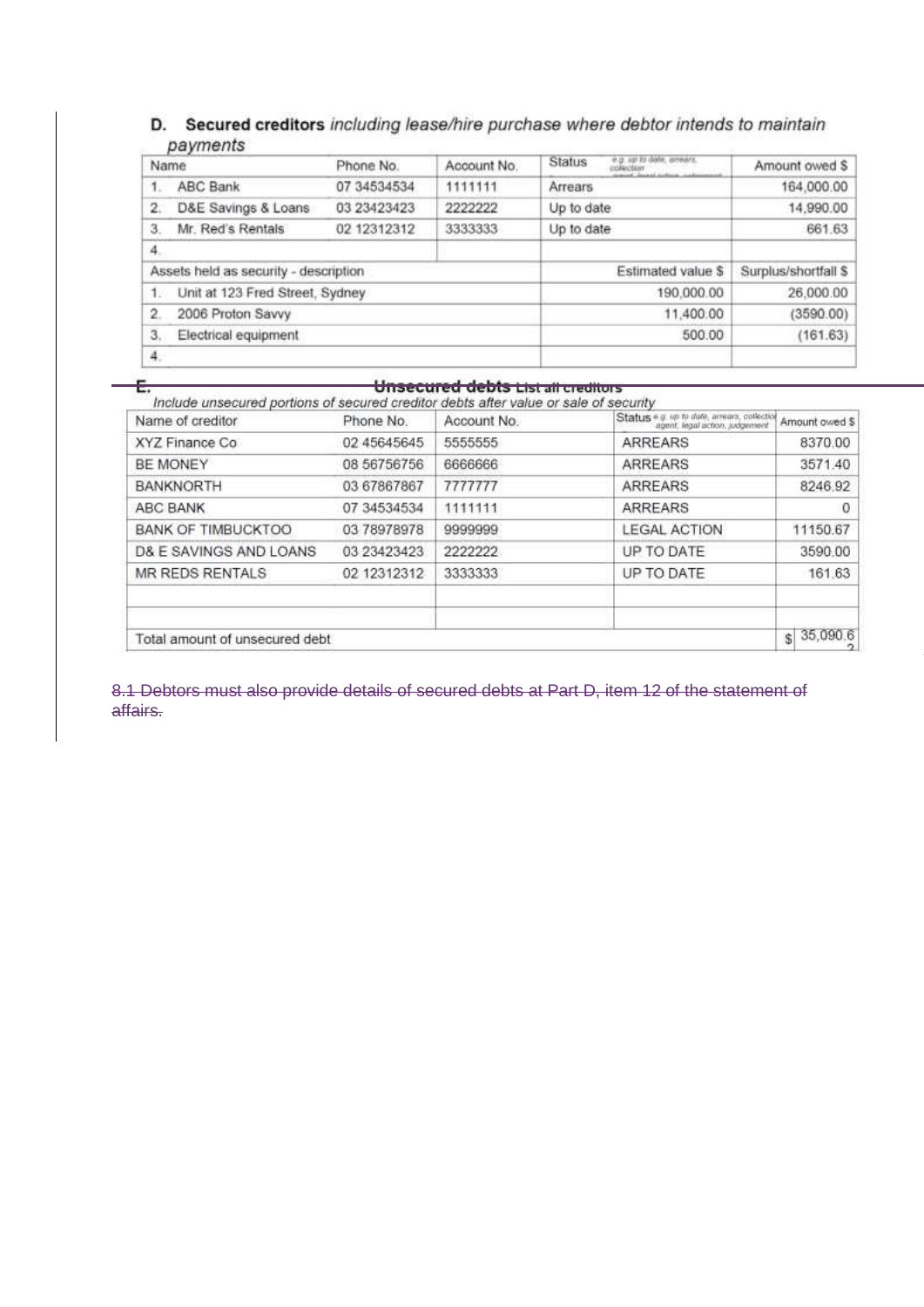**D. Secured creditors** *including lease/hire purchase where debtor intends to maintain payments*

| Name | Phone No. | Account No. | Status *e.g. up to date, arrears, collection agent, legal action, judgement* | Amount owed $ |
|---|---|---|---|---|
| 1. ABC Bank | 07 34534534 | 1111111 | Arrears | 164,000.00 |
| 2. D&E Savings & Loans | 03 23423423 | 2222222 | Up to date | 14,990.00 |
| 3. Mr. Red's Rentals | 02 12312312 | 3333333 | Up to date | 661.63 |
| 4. | | | | |

| Assets held as security - description | Estimated value $ | Surplus/shortfall $ |
|---|---|---|
| 1. Unit at 123 Fred Street, Sydney | 190,000.00 | 26,000.00 |
| 2. 2006 Proton Savvy | 11,400.00 | (3590.00) |
| 3. Electrical equipment | 500.00 | (161.63) |
| 4. | | |

~~E. **Unsecured debts** List all creditors~~

*Include unsecured portions of secured creditor debts after value or sale of security*

| Name of creditor | Phone No. | Account No. | Status *e.g. up to date, arrears, collection agent, legal action, judgement* | Amount owed $ |
|---|---|---|---|---|
| XYZ Finance Co | 02 45645645 | 5555555 | ARREARS | 8370.00 |
| BE MONEY | 08 56756756 | 6666666 | ARREARS | 3571.40 |
| BANKNORTH | 03 67867867 | 7777777 | ARREARS | 8246.92 |
| ABC BANK | 07 34534534 | 1111111 | ARREARS | 0 |
| BANK OF TIMBUCKTOO | 03 78978978 | 9999999 | LEGAL ACTION | 11150.67 |
| D& E SAVINGS AND LOANS | 03 23423423 | 2222222 | UP TO DATE | 3590.00 |
| MR REDS RENTALS | 02 12312312 | 3333333 | UP TO DATE | 161.63 |
| | | | | |
| | | | | |
| Total amount of unsecured debt | | | | $ 35,090.62 |

~~8.1 Debtors must also provide details of secured debts at Part D, item 12 of the statement of affairs.~~